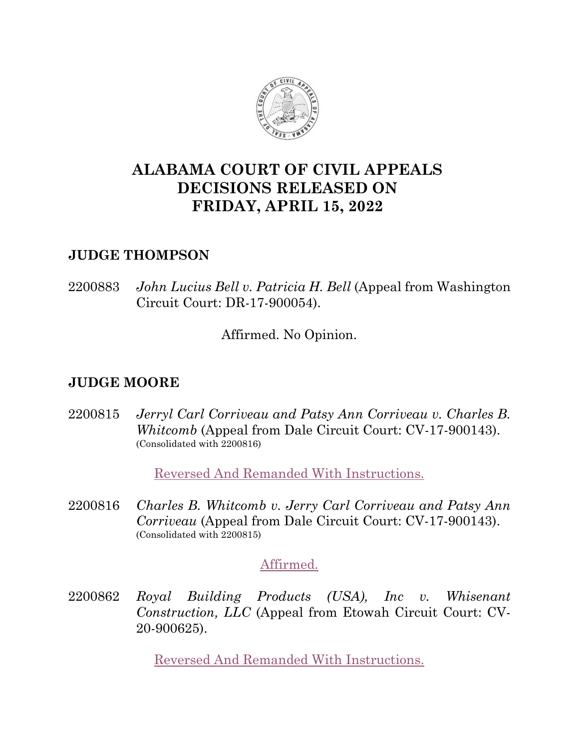# ALABAMA COURT OF CIVIL APPEALS DECISIONS RELEASED ON FRIDAY, APRIL 15, 2022

## JUDGE THOMPSON

2200883 *John Lucius Bell v. Patricia H. Bell* (Appeal from Washington Circuit Court: DR-17-900054).

Affirmed. No Opinion.

## JUDGE MOORE

2200815 *Jerryl Carl Corriveau and Patsy Ann Corriveau v. Charles B. Whitcomb* (Appeal from Dale Circuit Court: CV-17-900143). (Consolidated with 2200816)

Reversed And Remanded With Instructions.

2200816 *Charles B. Whitcomb v. Jerry Carl Corriveau and Patsy Ann Corriveau* (Appeal from Dale Circuit Court: CV-17-900143). (Consolidated with 2200815)

Affirmed.

2200862 *Royal Building Products (USA), Inc v. Whisenant Construction, LLC* (Appeal from Etowah Circuit Court: CV-20-900625).

Reversed And Remanded With Instructions.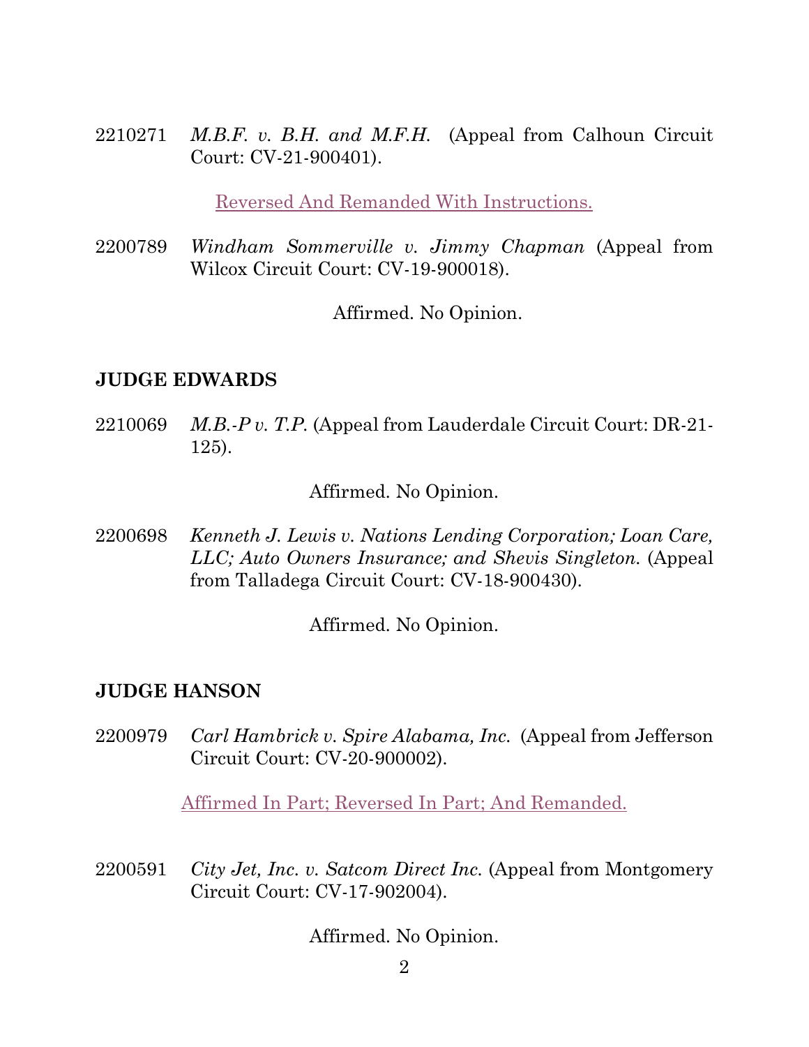2210271 *M.B.F. v. B.H. and M.F.H.* (Appeal from Calhoun Circuit Court: CV-21-900401).

Reversed And Remanded With Instructions.

2200789 *Windham Sommerville v. Jimmy Chapman* (Appeal from Wilcox Circuit Court: CV-19-900018).

Affirmed. No Opinion.

**JUDGE EDWARDS**

2210069 *M.B.-P v. T.P.* (Appeal from Lauderdale Circuit Court: DR-21-125).

Affirmed. No Opinion.

2200698 *Kenneth J. Lewis v. Nations Lending Corporation; Loan Care, LLC; Auto Owners Insurance; and Shevis Singleton.* (Appeal from Talladega Circuit Court: CV-18-900430).

Affirmed. No Opinion.

**JUDGE HANSON**

2200979 *Carl Hambrick v. Spire Alabama, Inc.* (Appeal from Jefferson Circuit Court: CV-20-900002).

Affirmed In Part; Reversed In Part; And Remanded.

2200591 *City Jet, Inc. v. Satcom Direct Inc.* (Appeal from Montgomery Circuit Court: CV-17-902004).

Affirmed. No Opinion.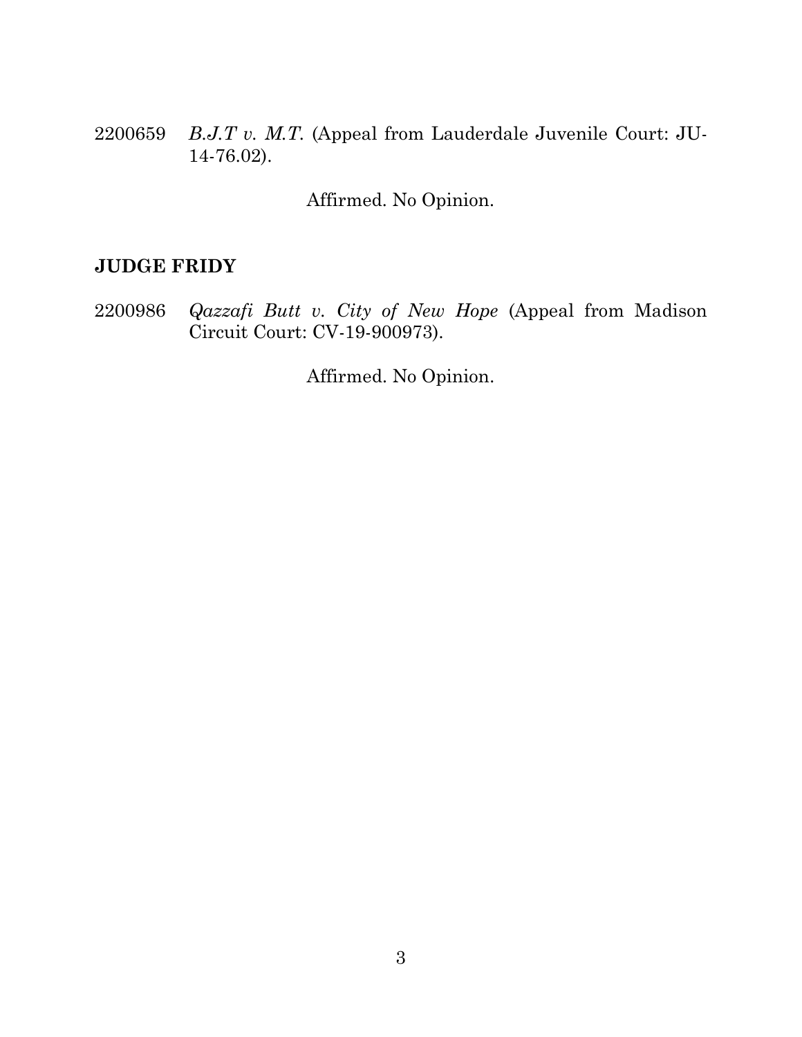2200659 *B.J.T v. M.T.* (Appeal from Lauderdale Juvenile Court: JU-14-76.02).

Affirmed. No Opinion.

**JUDGE FRIDY**

2200986 *Qazzafi Butt v. City of New Hope* (Appeal from Madison Circuit Court: CV-19-900973).

Affirmed. No Opinion.